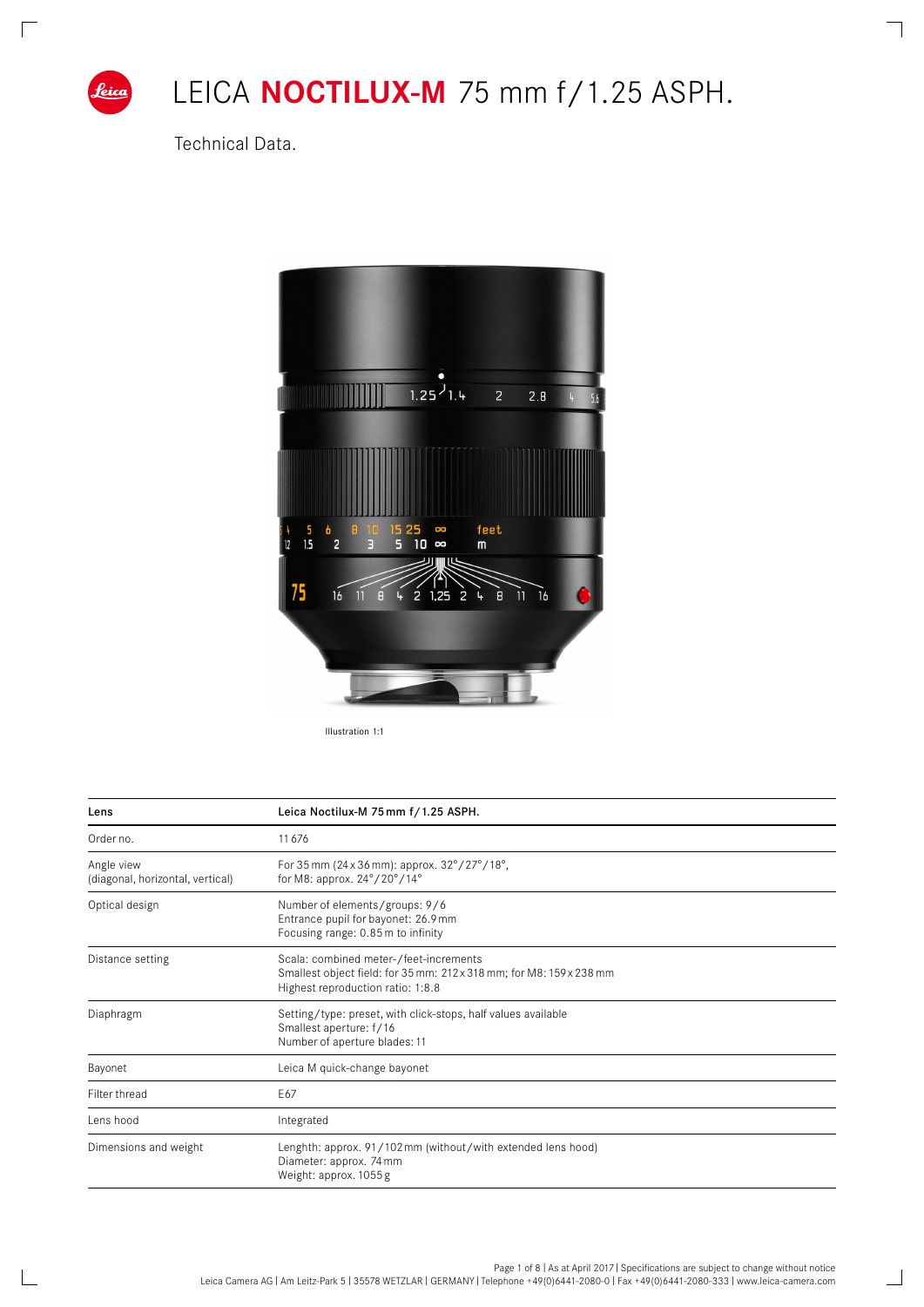# LEICA **NOCTILUX-M** 75 mm f/1.25 ASPH.

Technical Data.

Illustration 1:1

| Lens | Leica Noctilux-M 75 mm f/1.25 ASPH. |
|---|---|
| Order no. | 11 676 |
| Angle view (diagonal, horizontal, vertical) | For 35 mm (24 x 36 mm): approx. 32°/27°/18°, for M8: approx. 24°/20°/14° |
| Optical design | Number of elements/groups: 9/6<br>Entrance pupil for bayonet: 26.9 mm<br>Focusing range: 0.85 m to infinity |
| Distance setting | Scala: combined meter-/feet-increments<br>Smallest object field: for 35 mm: 212 x 318 mm; for M8: 159 x 238 mm<br>Highest reproduction ratio: 1:8.8 |
| Diaphragm | Setting/type: preset, with click-stops, half values available<br>Smallest aperture: f/16<br>Number of aperture blades: 11 |
| Bayonet | Leica M quick-change bayonet |
| Filter thread | E67 |
| Lens hood | Integrated |
| Dimensions and weight | Lenghth: approx. 91/102 mm (without/with extended lens hood)<br>Diameter: approx. 74 mm<br>Weight: approx. 1055 g |

As at April 2017 | Specifications are subject to change without notice
Leica Camera AG | Am Leitz-Park 5 | 35578 WETZLAR | GERMANY | Telephone +49(0)6441-2080-0 | Fax +49(0)6441-2080-333 | www.leica-camera.com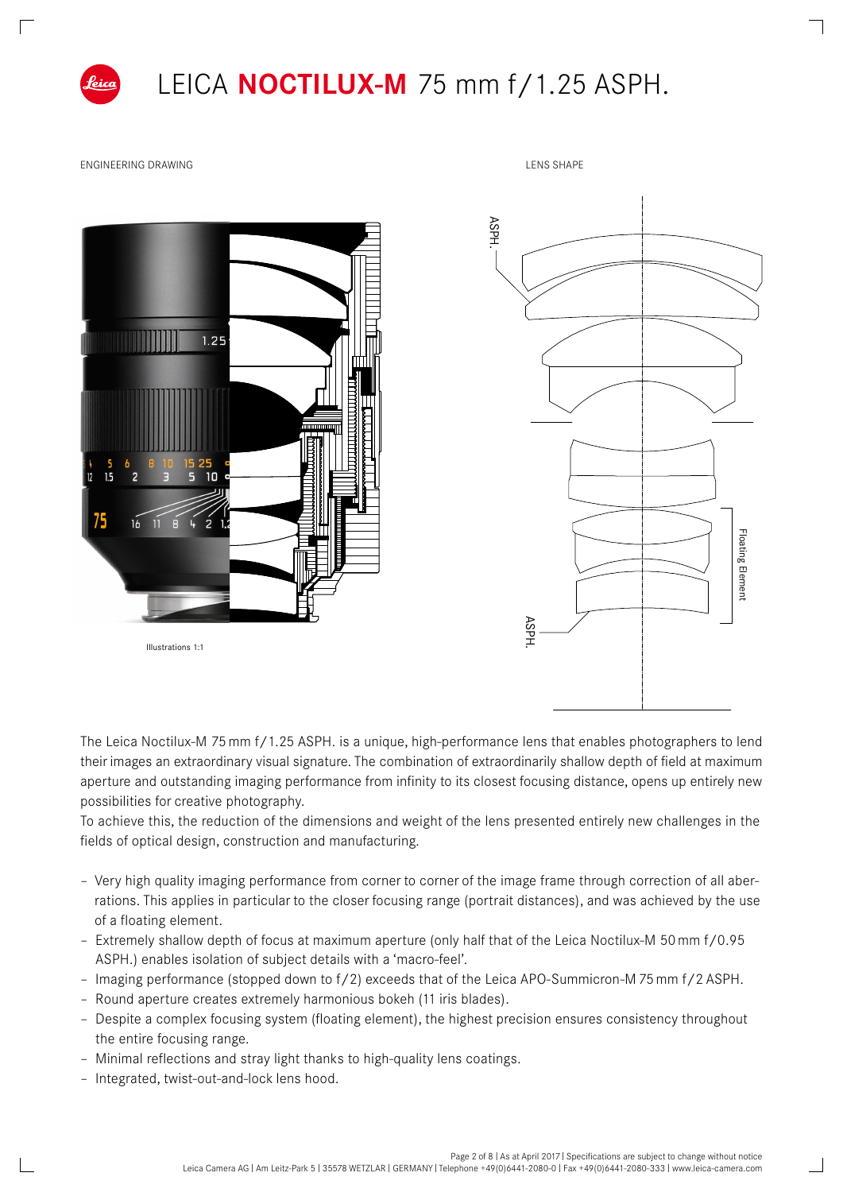# LEICA **NOCTILUX-M** 75 mm f/1.25 ASPH.

ENGINEERING DRAWING

LENS SHAPE

Illustrations 1:1

ASPH.

Floating Element

ASPH.

The Leica Noctilux-M 75 mm f/1.25 ASPH. is a unique, high-performance lens that enables photographers to lend their images an extraordinary visual signature. The combination of extraordinarily shallow depth of field at maximum aperture and outstanding imaging performance from infinity to its closest focusing distance, opens up entirely new possibilities for creative photography.

To achieve this, the reduction of the dimensions and weight of the lens presented entirely new challenges in the fields of optical design, construction and manufacturing.

- Very high quality imaging performance from corner to corner of the image frame through correction of all aberrations. This applies in particular to the closer focusing range (portrait distances), and was achieved by the use of a floating element.
- Extremely shallow depth of focus at maximum aperture (only half that of the Leica Noctilux-M 50 mm f/0.95 ASPH.) enables isolation of subject details with a 'macro-feel'.
- Imaging performance (stopped down to f/2) exceeds that of the Leica APO-Summicron-M 75 mm f/2 ASPH.
- Round aperture creates extremely harmonious bokeh (11 iris blades).
- Despite a complex focusing system (floating element), the highest precision ensures consistency throughout the entire focusing range.
- Minimal reflections and stray light thanks to high-quality lens coatings.
- Integrated, twist-out-and-lock lens hood.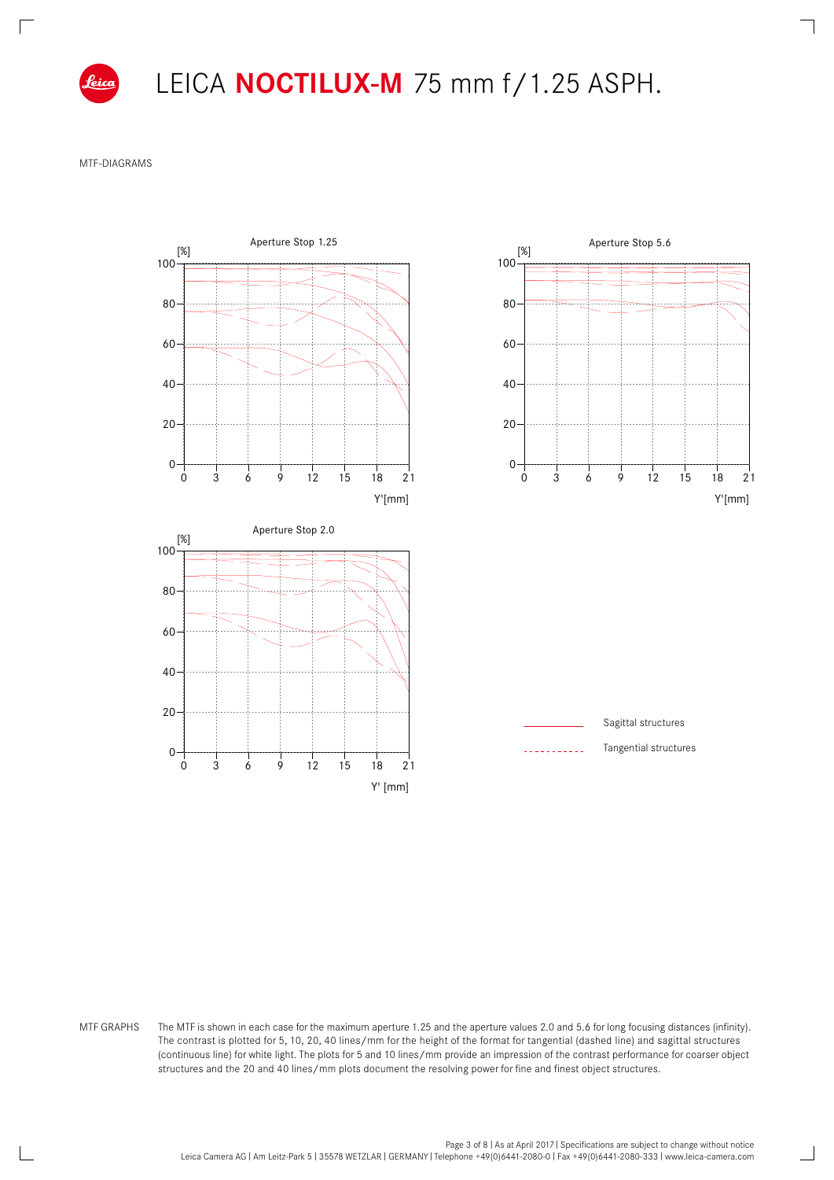# LEICA **NOCTILUX-M** 75 mm f/1.25 ASPH.

MTF-DIAGRAMS

Aperture Stop 1.25

Aperture Stop 5.6

Aperture Stop 2.0

Sagittal structures

Tangential structures

MTF GRAPHS The MTF is shown in each case for the maximum aperture 1.25 and the aperture values 2.0 and 5.6 for long focusing distances (infinity). The contrast is plotted for 5, 10, 20, 40 lines/mm for the height of the format for tangential (dashed line) and sagittal structures (continuous line) for white light. The plots for 5 and 10 lines/mm provide an impression of the contrast performance for coarser object structures and the 20 and 40 lines/mm plots document the resolving power for fine and finest object structures.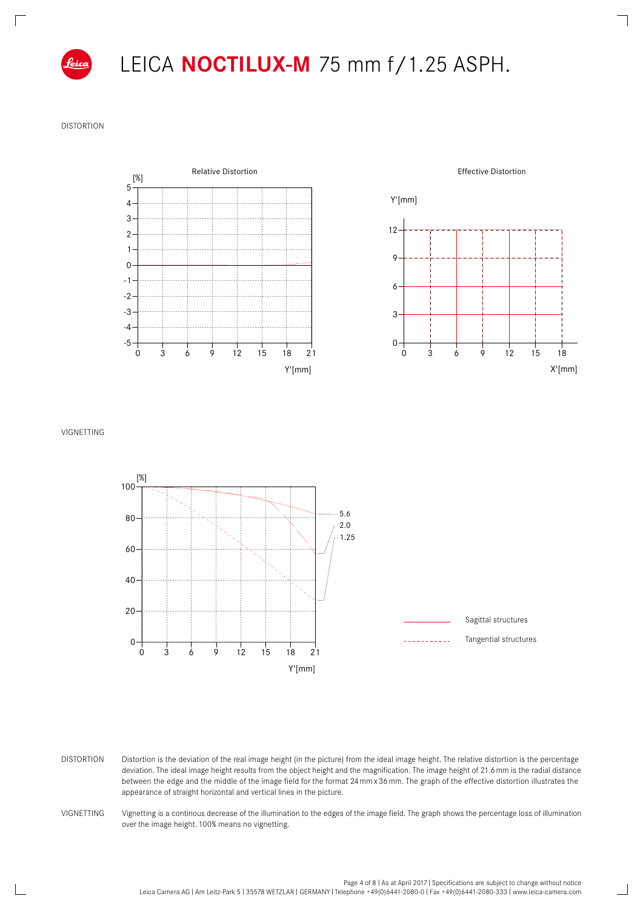# LEICA **NOCTILUX-M** 75 mm f/1.25 ASPH.

DISTORTION

Relative Distortion

[%]

Y'[mm]

Effective Distortion

Y'[mm]

X'[mm]

VIGNETTING

[%]

Y'[mm]

5.6

2.0

1.25

Sagittal structures

Tangential structures

DISTORTION — Distortion is the deviation of the real image height (in the picture) from the ideal image height. The relative distortion is the percentage deviation. The ideal image height results from the object height and the magnification. The image height of 21.6 mm is the radial distance between the edge and the middle of the image field for the format 24 mm x 36 mm. The graph of the effective distortion illustrates the appearance of straight horizontal and vertical lines in the picture.

VIGNETTING — Vignetting is a continous decrease of the illumination to the edges of the image field. The graph shows the percentage loss of illumination over the image height. 100% means no vignetting.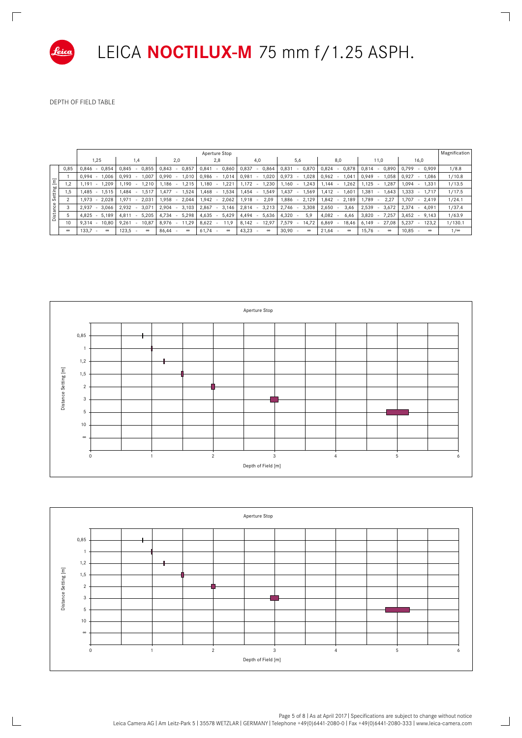# LEICA NOCTILUX-M 75 mm f/1.25 ASPH.

DEPTH OF FIELD TABLE

| Distance Setting [m] | Aperture Stop 1,25 | 1,4 | 2,0 | 2,8 | 4,0 | 5,6 | 8,0 | 11,0 | 16,0 | Magnification |
|---|---|---|---|---|---|---|---|---|---|---|
| 0,85 | 0,846 - 0,854 | 0,845 - 0,855 | 0,843 - 0,857 | 0,841 - 0,860 | 0,837 - 0,864 | 0,831 - 0,870 | 0,824 - 0,878 | 0,814 - 0,890 | 0,799 - 0,909 | 1/8.8 |
| 1 | 0,994 - 1,006 | 0,993 - 1,007 | 0,990 - 1,010 | 0,986 - 1,014 | 0,981 - 1,020 | 0,973 - 1,028 | 0,962 - 1,041 | 0,949 - 1,058 | 0,927 - 1,086 | 1/10.8 |
| 1,2 | 1,191 - 1,209 | 1,190 - 1,210 | 1,186 - 1,215 | 1,180 - 1,221 | 1,172 - 1,230 | 1,160 - 1,243 | 1,144 - 1,262 | 1,125 - 1,287 | 1,094 - 1,331 | 1/13.5 |
| 1,5 | 1,485 - 1,515 | 1,484 - 1,517 | 1,477 - 1,524 | 1,468 - 1,534 | 1,454 - 1,549 | 1,437 - 1,569 | 1,412 - 1,601 | 1,381 - 1,643 | 1,333 - 1,717 | 1/17.5 |
| 2 | 1,973 - 2,028 | 1,971 - 2,031 | 1,958 - 2,044 | 1,942 - 2,062 | 1,918 - 2,09 | 1,886 - 2,129 | 1,842 - 2,189 | 1,789 - 2,27 | 1,707 - 2,419 | 1/24.1 |
| 3 | 2,937 - 3,066 | 2,932 - 3,071 | 2,904 - 3,103 | 2,867 - 3,146 | 2,814 - 3,213 | 2,746 - 3,308 | 2,650 - 3,46 | 2,539 - 3,672 | 2,374 - 4,091 | 1/37.4 |
| 5 | 4,825 - 5,189 | 4,811 - 5,205 | 4,734 - 5,298 | 4,635 - 5,429 | 4,494 - 5,636 | 4,320 - 5,9 | 4,082 - 6,46 | 3,820 - 7,257 | 3,452 - 9,143 | 1/63.9 |
| 10 | 9,314 - 10,80 | 9,261 - 10,87 | 8,976 - 11,29 | 8,622 - 11,9 | 8,142 - 12,97 | 7,579 - 14,72 | 6,869 - 18,46 | 6,149 - 27,08 | 5,237 - 123,2 | 1/130.1 |
| ∞ | 133,7 - ∞ | 123,5 - ∞ | 86,44 - ∞ | 61,74 - ∞ | 43,23 - ∞ | 30,90 - ∞ | 21,64 - ∞ | 15,76 - ∞ | 10,85 - ∞ | 1/∞ |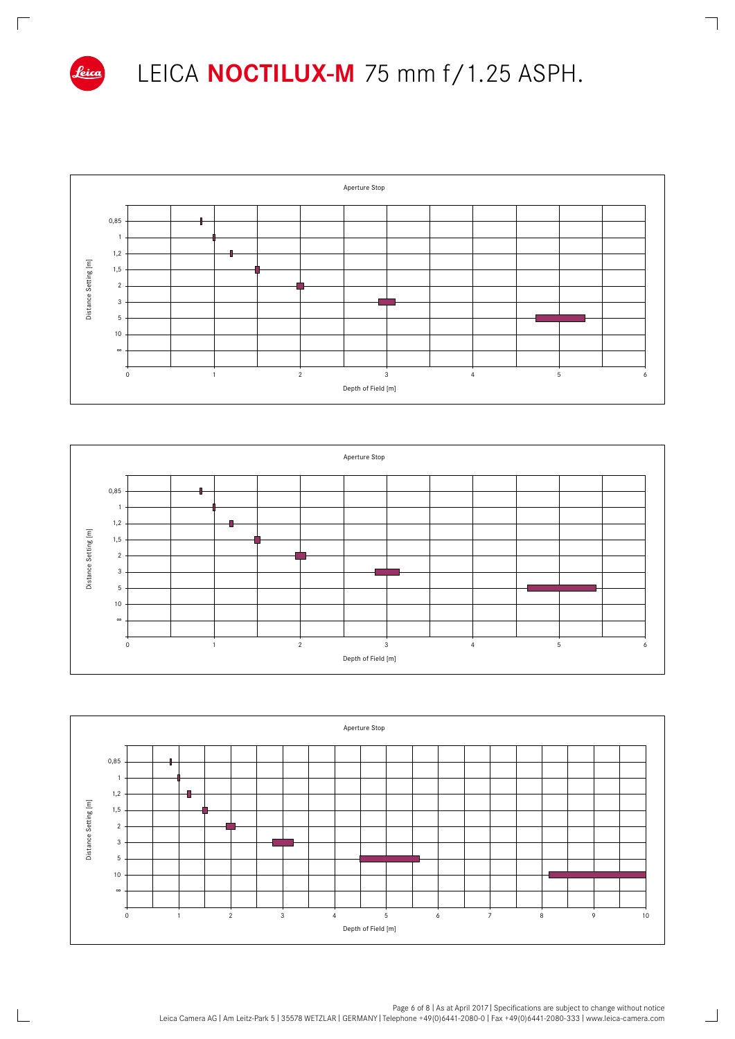# LEICA **NOCTILUX-M** 75 mm f/1.25 ASPH.

Aperture Stop

Distance Setting [m]: 0,85 · 1 · 1,2 · 1,5 · 2 · 3 · 5 · 10 · ∞

Depth of Field [m]: 0 · 1 · 2 · 3 · 4 · 5 · 6

Aperture Stop

Distance Setting [m]: 0,85 · 1 · 1,2 · 1,5 · 2 · 3 · 5 · 10 · ∞

Depth of Field [m]: 0 · 1 · 2 · 3 · 4 · 5 · 6

Aperture Stop

Distance Setting [m]: 0,85 · 1 · 1,2 · 1,5 · 2 · 3 · 5 · 10 · ∞

Depth of Field [m]: 0 · 1 · 2 · 3 · 4 · 5 · 6 · 7 · 8 · 9 · 10

Leica Camera AG | Am Leitz-Park 5 | 35578 WETZLAR | GERMANY | Telephone +49(0)6441-2080-0 | Fax +49(0)6441-2080-333 | www.leica-camera.com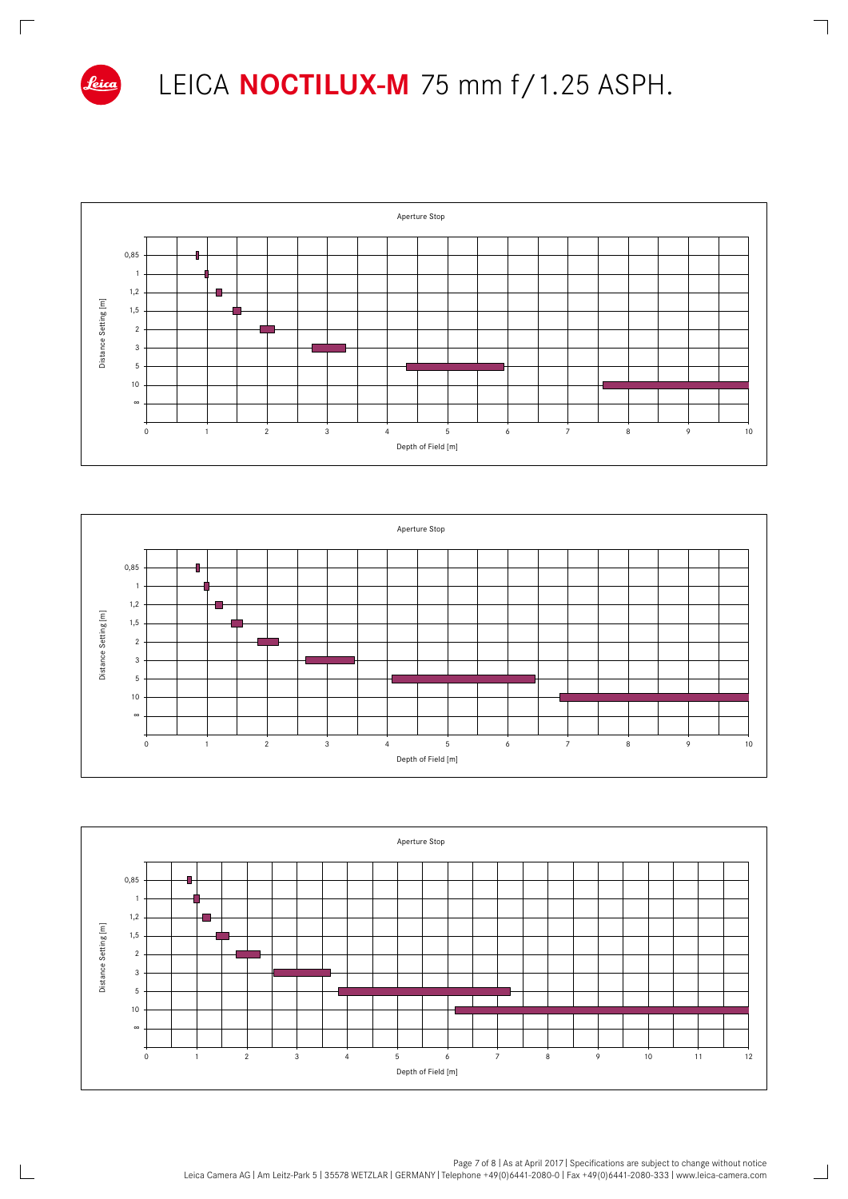# LEICA **NOCTILUX-M** 75 mm f/1.25 ASPH.

Aperture Stop

Distance Setting [m]: 0,85 · 1 · 1,2 · 1,5 · 2 · 3 · 5 · 10 · ∞

Depth of Field [m]: 0 · 1 · 2 · 3 · 4 · 5 · 6 · 7 · 8 · 9 · 10

Aperture Stop

Distance Setting [m]: 0,85 · 1 · 1,2 · 1,5 · 2 · 3 · 5 · 10 · ∞

Depth of Field [m]: 0 · 1 · 2 · 3 · 4 · 5 · 6 · 7 · 8 · 9 · 10

Aperture Stop

Distance Setting [m]: 0,85 · 1 · 1,2 · 1,5 · 2 · 3 · 5 · 10 · ∞

Depth of Field [m]: 0 · 1 · 2 · 3 · 4 · 5 · 6 · 7 · 8 · 9 · 10 · 11 · 12

As at April 2017 | Specifications are subject to change without notice

Leica Camera AG | Am Leitz-Park 5 | 35578 WETZLAR | GERMANY | Telephone +49(0)6441-2080-0 | Fax +49(0)6441-2080-333 | www.leica-camera.com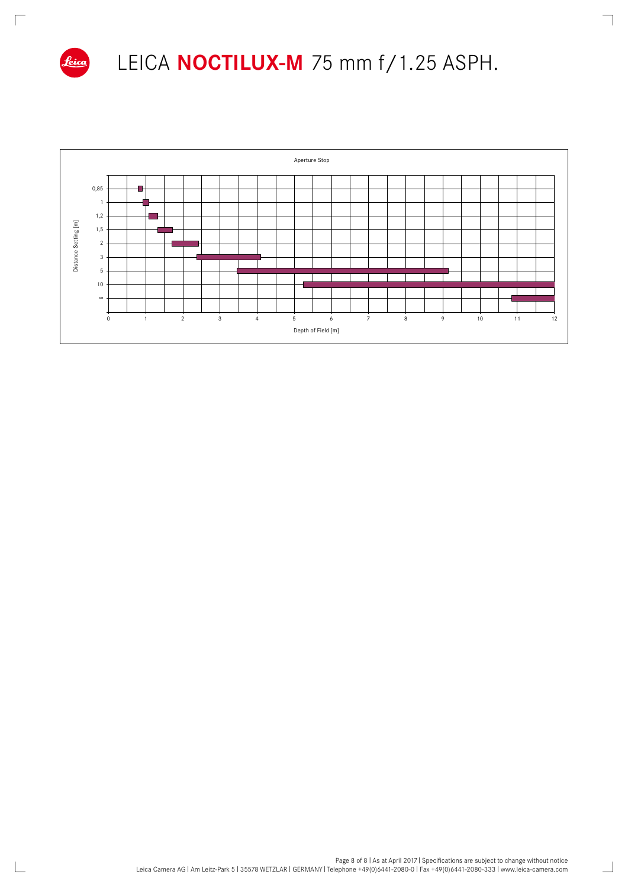# LEICA **NOCTILUX-M** 75 mm f/1.25 ASPH.

Aperture Stop

Distance Setting [m]

0,85
1
1,2
1,5
2
3
5
10
∞

0 1 2 3 4 5 6 7 8 9 10 11 12

Depth of Field [m]

Leica Camera AG | Am Leitz-Park 5 | 35578 WETZLAR | GERMANY | Telephone +49(0)6441-2080-0 | Fax +49(0)6441-2080-333 | www.leica-camera.com